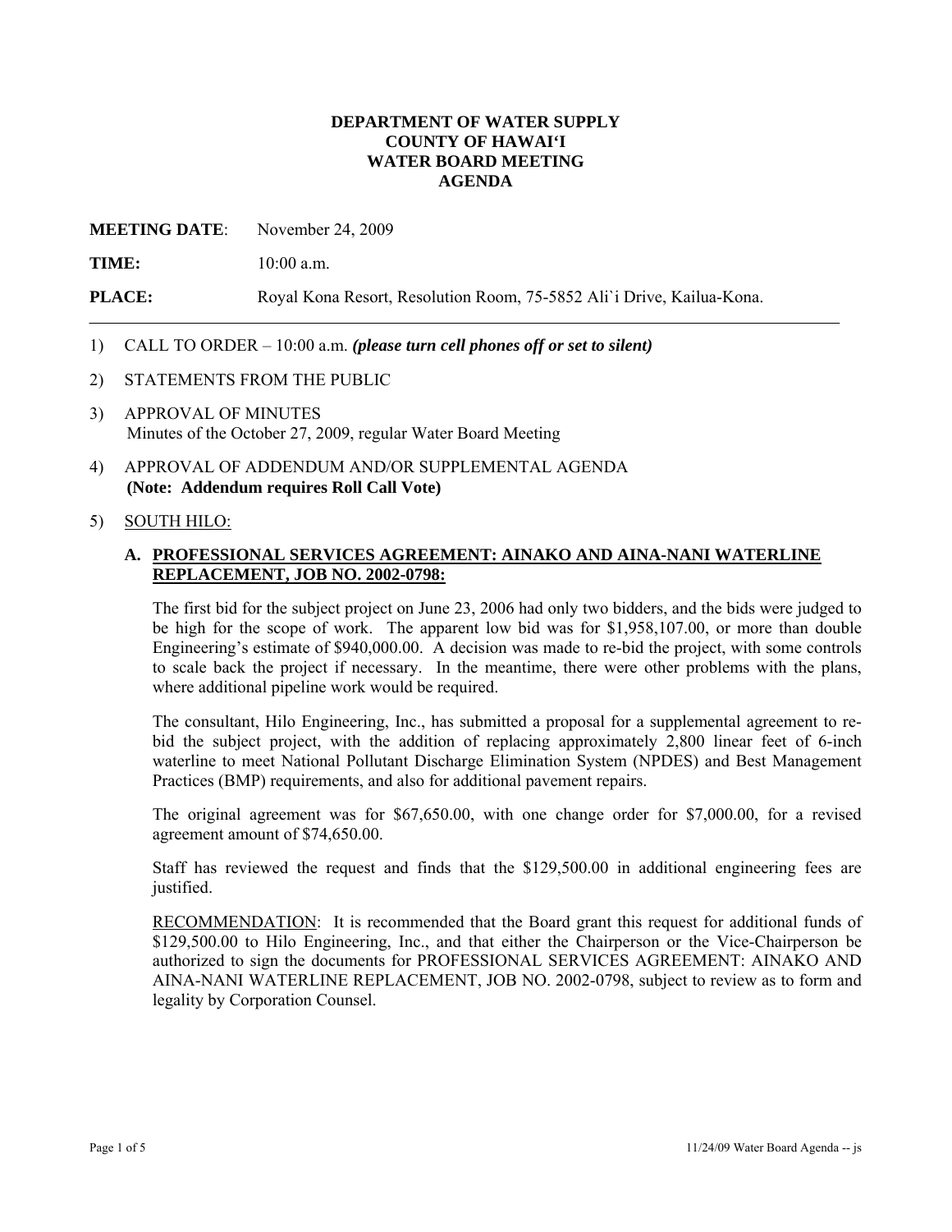**DEPARTMENT OF WATER SUPPLY**
**COUNTY OF HAWAI'I**
**WATER BOARD MEETING**
**AGENDA**

**MEETING DATE**: November 24, 2009

**TIME:** 10:00 a.m.

**PLACE:** Royal Kona Resort, Resolution Room, 75-5852 Ali`i Drive, Kailua-Kona.

---

1) CALL TO ORDER – 10:00 a.m. ***(please turn cell phones off or set to silent)***

2) STATEMENTS FROM THE PUBLIC

3) APPROVAL OF MINUTES
Minutes of the October 27, 2009, regular Water Board Meeting

4) APPROVAL OF ADDENDUM AND/OR SUPPLEMENTAL AGENDA
**(Note: Addendum requires Roll Call Vote)**

5) SOUTH HILO:

**A. PROFESSIONAL SERVICES AGREEMENT: AINAKO AND AINA-NANI WATERLINE REPLACEMENT, JOB NO. 2002-0798:**

The first bid for the subject project on June 23, 2006 had only two bidders, and the bids were judged to be high for the scope of work. The apparent low bid was for $1,958,107.00, or more than double Engineering's estimate of $940,000.00. A decision was made to re-bid the project, with some controls to scale back the project if necessary. In the meantime, there were other problems with the plans, where additional pipeline work would be required.

The consultant, Hilo Engineering, Inc., has submitted a proposal for a supplemental agreement to re-bid the subject project, with the addition of replacing approximately 2,800 linear feet of 6-inch waterline to meet National Pollutant Discharge Elimination System (NPDES) and Best Management Practices (BMP) requirements, and also for additional pavement repairs.

The original agreement was for $67,650.00, with one change order for $7,000.00, for a revised agreement amount of $74,650.00.

Staff has reviewed the request and finds that the $129,500.00 in additional engineering fees are justified.

RECOMMENDATION: It is recommended that the Board grant this request for additional funds of $129,500.00 to Hilo Engineering, Inc., and that either the Chairperson or the Vice-Chairperson be authorized to sign the documents for PROFESSIONAL SERVICES AGREEMENT: AINAKO AND AINA-NANI WATERLINE REPLACEMENT, JOB NO. 2002-0798, subject to review as to form and legality by Corporation Counsel.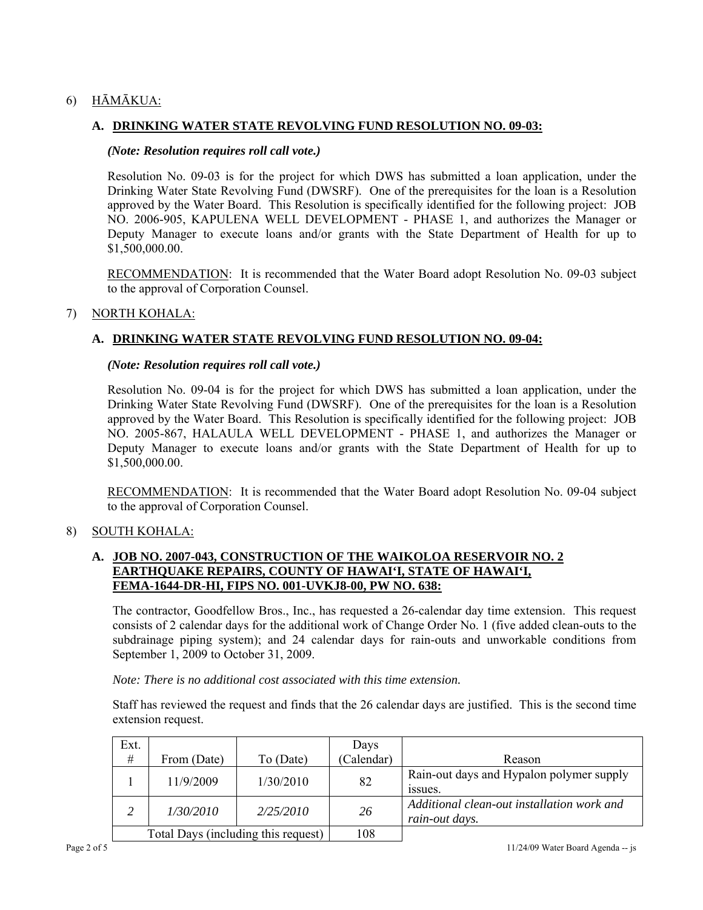6) HĀMĀKUA:

**A. DRINKING WATER STATE REVOLVING FUND RESOLUTION NO. 09-03:**

***(Note: Resolution requires roll call vote.)***

Resolution No. 09-03 is for the project for which DWS has submitted a loan application, under the Drinking Water State Revolving Fund (DWSRF). One of the prerequisites for the loan is a Resolution approved by the Water Board. This Resolution is specifically identified for the following project: JOB NO. 2006-905, KAPULENA WELL DEVELOPMENT - PHASE 1, and authorizes the Manager or Deputy Manager to execute loans and/or grants with the State Department of Health for up to $1,500,000.00.

RECOMMENDATION: It is recommended that the Water Board adopt Resolution No. 09-03 subject to the approval of Corporation Counsel.

7) NORTH KOHALA:

**A. DRINKING WATER STATE REVOLVING FUND RESOLUTION NO. 09-04:**

***(Note: Resolution requires roll call vote.)***

Resolution No. 09-04 is for the project for which DWS has submitted a loan application, under the Drinking Water State Revolving Fund (DWSRF). One of the prerequisites for the loan is a Resolution approved by the Water Board. This Resolution is specifically identified for the following project: JOB NO. 2005-867, HALAULA WELL DEVELOPMENT - PHASE 1, and authorizes the Manager or Deputy Manager to execute loans and/or grants with the State Department of Health for up to $1,500,000.00.

RECOMMENDATION: It is recommended that the Water Board adopt Resolution No. 09-04 subject to the approval of Corporation Counsel.

8) SOUTH KOHALA:

**A. JOB NO. 2007-043, CONSTRUCTION OF THE WAIKOLOA RESERVOIR NO. 2 EARTHQUAKE REPAIRS, COUNTY OF HAWAIʻI, STATE OF HAWAIʻI, FEMA-1644-DR-HI, FIPS NO. 001-UVKJ8-00, PW NO. 638:**

The contractor, Goodfellow Bros., Inc., has requested a 26-calendar day time extension. This request consists of 2 calendar days for the additional work of Change Order No. 1 (five added clean-outs to the subdrainage piping system); and 24 calendar days for rain-outs and unworkable conditions from September 1, 2009 to October 31, 2009.

*Note: There is no additional cost associated with this time extension.*

Staff has reviewed the request and finds that the 26 calendar days are justified. This is the second time extension request.

| Ext. # | From (Date) | To (Date) | Days (Calendar) | Reason |
|---|---|---|---|---|
| 1 | 11/9/2009 | 1/30/2010 | 82 | Rain-out days and Hypalon polymer supply issues. |
| *2* | *1/30/2010* | *2/25/2010* | *26* | *Additional clean-out installation work and rain-out days.* |
| Total Days (including this request) | | | 108 | |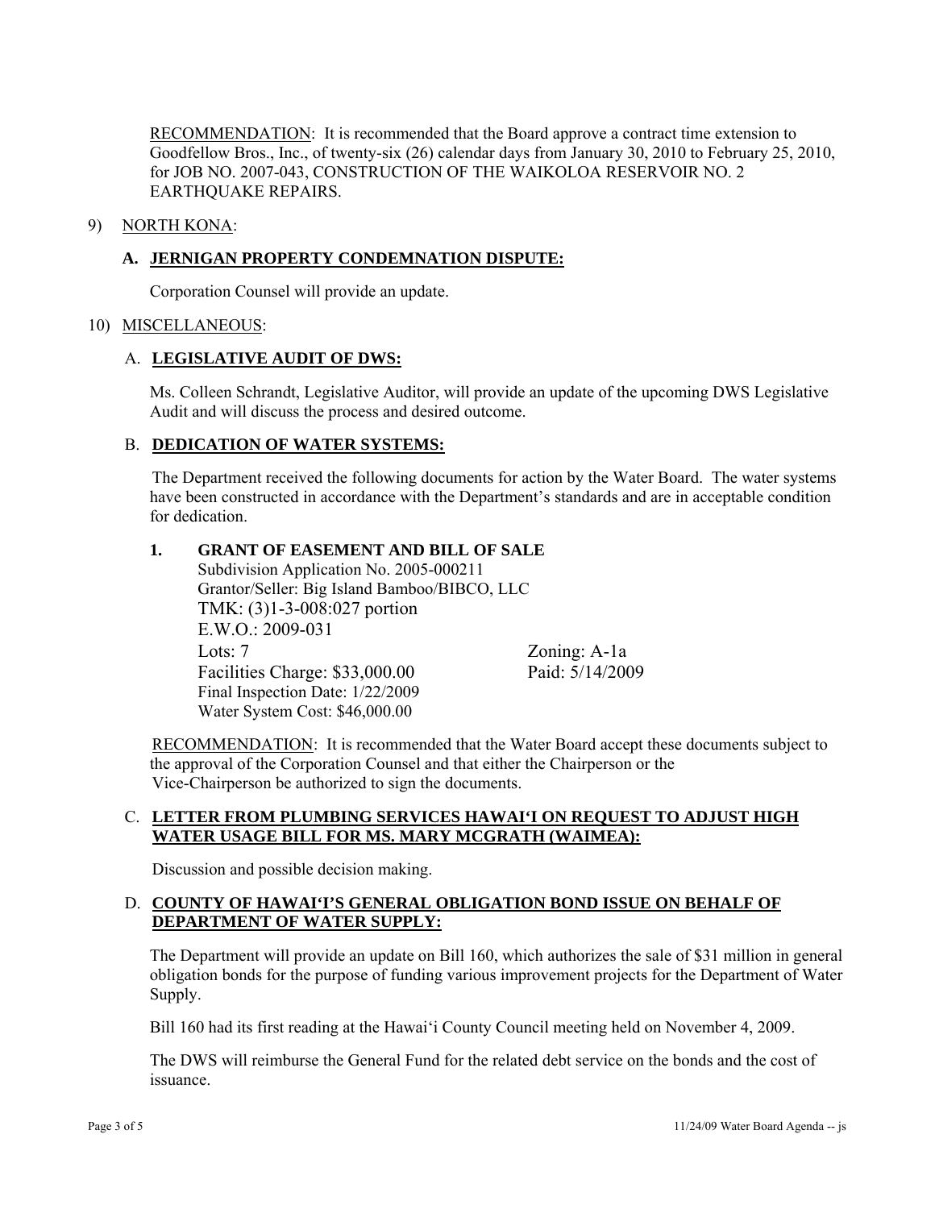RECOMMENDATION: It is recommended that the Board approve a contract time extension to Goodfellow Bros., Inc., of twenty-six (26) calendar days from January 30, 2010 to February 25, 2010, for JOB NO. 2007-043, CONSTRUCTION OF THE WAIKOLOA RESERVOIR NO. 2 EARTHQUAKE REPAIRS.

9) NORTH KONA:

**A. JERNIGAN PROPERTY CONDEMNATION DISPUTE:**

Corporation Counsel will provide an update.

10) MISCELLANEOUS:

A. **LEGISLATIVE AUDIT OF DWS:**

Ms. Colleen Schrandt, Legislative Auditor, will provide an update of the upcoming DWS Legislative Audit and will discuss the process and desired outcome.

B. **DEDICATION OF WATER SYSTEMS:**

The Department received the following documents for action by the Water Board. The water systems have been constructed in accordance with the Department's standards and are in acceptable condition for dedication.

**1. GRANT OF EASEMENT AND BILL OF SALE**

Subdivision Application No. 2005-000211
Grantor/Seller: Big Island Bamboo/BIBCO, LLC
TMK: (3)1-3-008:027 portion
E.W.O.: 2009-031
Lots: 7 Zoning: A-1a
Facilities Charge: $33,000.00 Paid: 5/14/2009
Final Inspection Date: 1/22/2009
Water System Cost: $46,000.00

RECOMMENDATION: It is recommended that the Water Board accept these documents subject to the approval of the Corporation Counsel and that either the Chairperson or the Vice-Chairperson be authorized to sign the documents.

C. **LETTER FROM PLUMBING SERVICES HAWAI'I ON REQUEST TO ADJUST HIGH WATER USAGE BILL FOR MS. MARY MCGRATH (WAIMEA):**

Discussion and possible decision making.

D. **COUNTY OF HAWAI'I'S GENERAL OBLIGATION BOND ISSUE ON BEHALF OF DEPARTMENT OF WATER SUPPLY:**

The Department will provide an update on Bill 160, which authorizes the sale of $31 million in general obligation bonds for the purpose of funding various improvement projects for the Department of Water Supply.

Bill 160 had its first reading at the Hawai'i County Council meeting held on November 4, 2009.

The DWS will reimburse the General Fund for the related debt service on the bonds and the cost of issuance.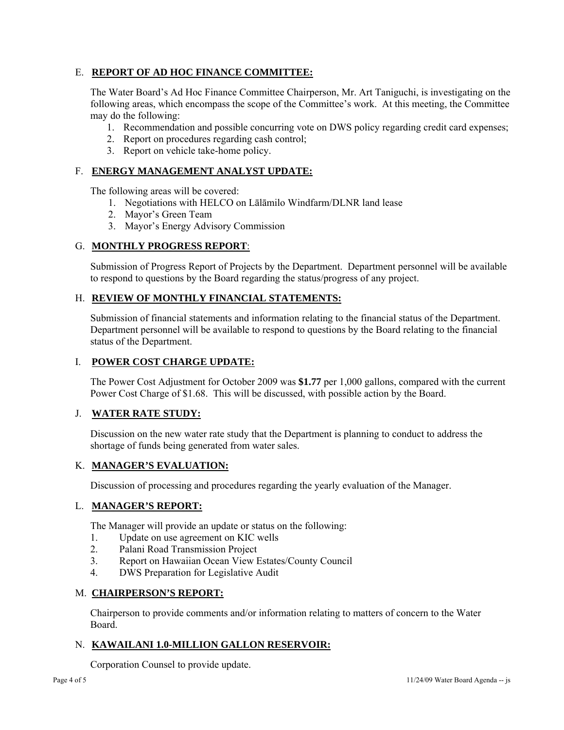E. **REPORT OF AD HOC FINANCE COMMITTEE:**

The Water Board's Ad Hoc Finance Committee Chairperson, Mr. Art Taniguchi, is investigating on the following areas, which encompass the scope of the Committee's work. At this meeting, the Committee may do the following:

1. Recommendation and possible concurring vote on DWS policy regarding credit card expenses;
2. Report on procedures regarding cash control;
3. Report on vehicle take-home policy.

F. **ENERGY MANAGEMENT ANALYST UPDATE:**

The following areas will be covered:

1. Negotiations with HELCO on Lālāmilo Windfarm/DLNR land lease
2. Mayor's Green Team
3. Mayor's Energy Advisory Commission

G. **MONTHLY PROGRESS REPORT**:

Submission of Progress Report of Projects by the Department. Department personnel will be available to respond to questions by the Board regarding the status/progress of any project.

H. **REVIEW OF MONTHLY FINANCIAL STATEMENTS:**

Submission of financial statements and information relating to the financial status of the Department. Department personnel will be available to respond to questions by the Board relating to the financial status of the Department.

I. **POWER COST CHARGE UPDATE:**

The Power Cost Adjustment for October 2009 was **$1.77** per 1,000 gallons, compared with the current Power Cost Charge of $1.68. This will be discussed, with possible action by the Board.

J. **WATER RATE STUDY:**

Discussion on the new water rate study that the Department is planning to conduct to address the shortage of funds being generated from water sales.

K. **MANAGER'S EVALUATION:**

Discussion of processing and procedures regarding the yearly evaluation of the Manager.

L. **MANAGER'S REPORT:**

The Manager will provide an update or status on the following:

1. Update on use agreement on KIC wells
2. Palani Road Transmission Project
3. Report on Hawaiian Ocean View Estates/County Council
4. DWS Preparation for Legislative Audit

M. **CHAIRPERSON'S REPORT:**

Chairperson to provide comments and/or information relating to matters of concern to the Water Board.

N. **KAWAILANI 1.0-MILLION GALLON RESERVOIR:**

Corporation Counsel to provide update.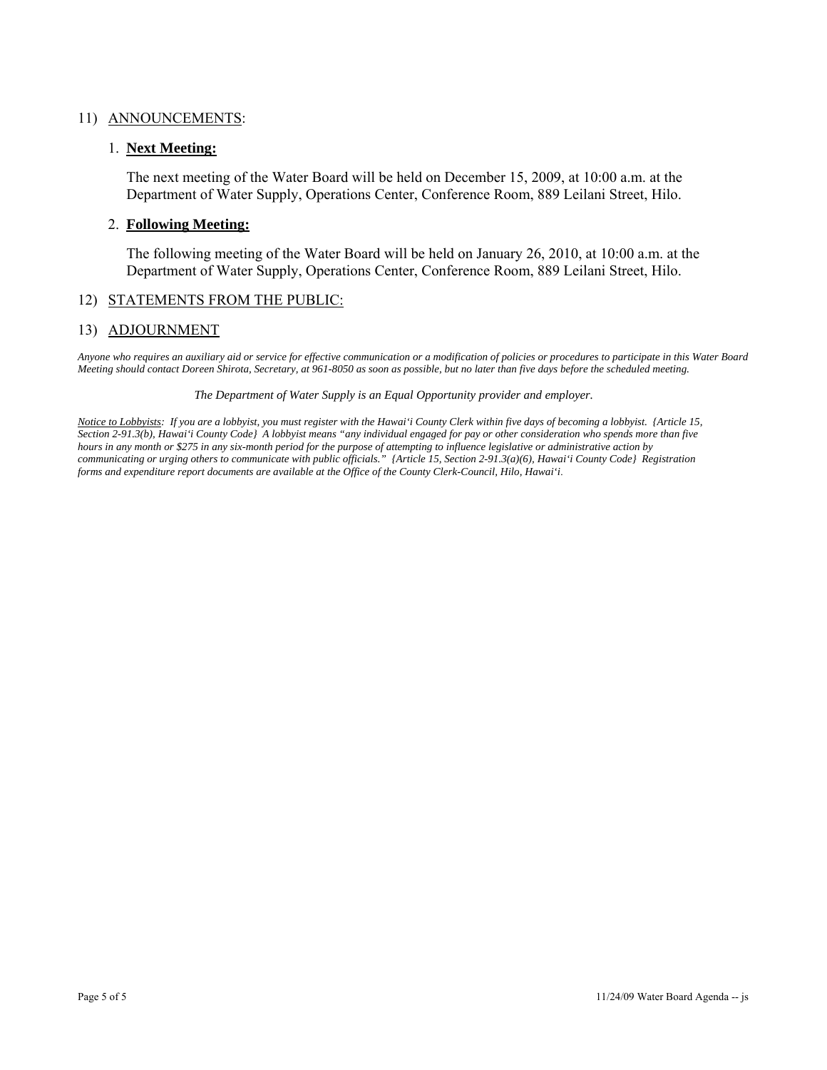11) <u>ANNOUNCEMENTS</u>:

1. **<u>Next Meeting:</u>**

   The next meeting of the Water Board will be held on December 15, 2009, at 10:00 a.m. at the Department of Water Supply, Operations Center, Conference Room, 889 Leilani Street, Hilo.

2. **<u>Following Meeting:</u>**

   The following meeting of the Water Board will be held on January 26, 2010, at 10:00 a.m. at the Department of Water Supply, Operations Center, Conference Room, 889 Leilani Street, Hilo.

12) <u>STATEMENTS FROM THE PUBLIC:</u>

13) <u>ADJOURNMENT</u>

*Anyone who requires an auxiliary aid or service for effective communication or a modification of policies or procedures to participate in this Water Board Meeting should contact Doreen Shirota, Secretary, at 961-8050 as soon as possible, but no later than five days before the scheduled meeting.*

*The Department of Water Supply is an Equal Opportunity provider and employer.*

*<u>Notice to Lobbyists</u>: If you are a lobbyist, you must register with the Hawai'i County Clerk within five days of becoming a lobbyist. {Article 15, Section 2-91.3(b), Hawai'i County Code} A lobbyist means "any individual engaged for pay or other consideration who spends more than five hours in any month or $275 in any six-month period for the purpose of attempting to influence legislative or administrative action by communicating or urging others to communicate with public officials." {Article 15, Section 2-91.3(a)(6), Hawai'i County Code} Registration forms and expenditure report documents are available at the Office of the County Clerk-Council, Hilo, Hawai'i.*